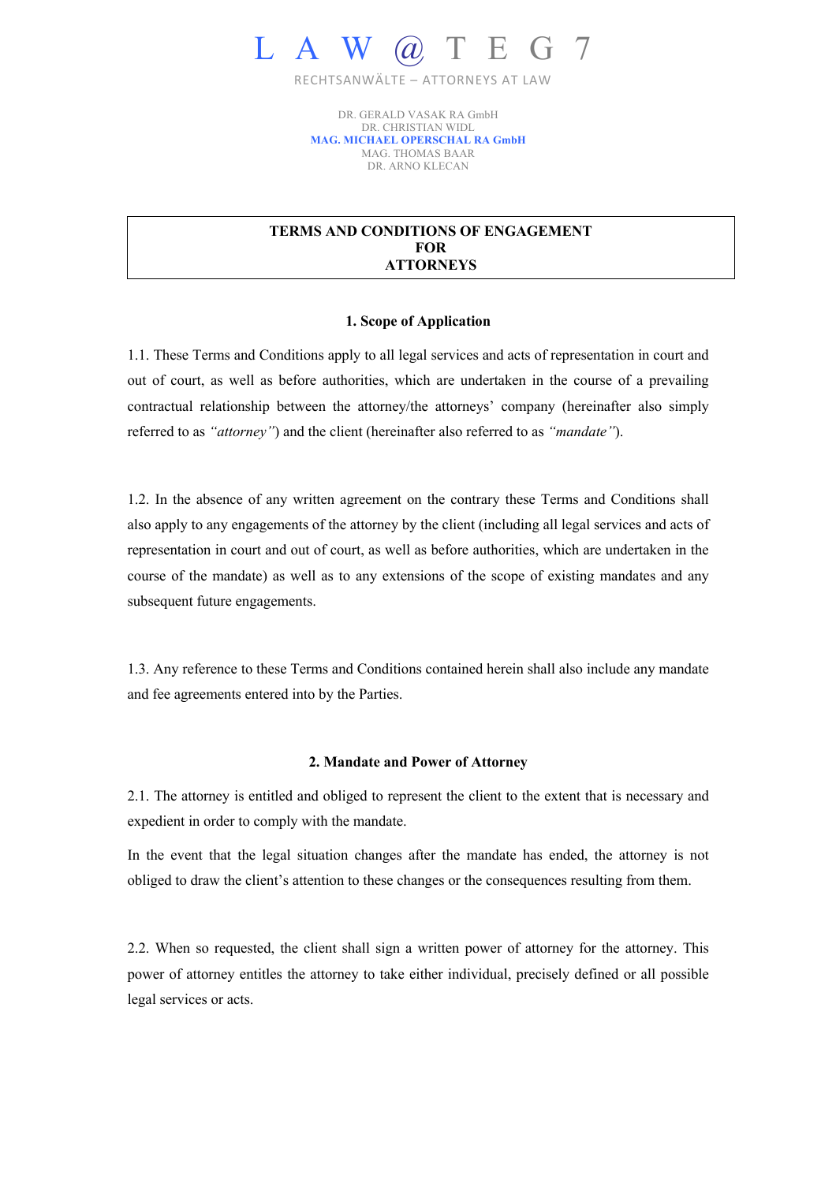# L A W @ T E G 7

RECHTSANWÄLTE – ATTORNEYS AT LAW

DR. GERALD VASAK RA GmbH
DR. CHRISTIAN WIDL
**MAG. MICHAEL OPERSCHAL RA GmbH**
MAG. THOMAS BAAR
DR. ARNO KLECAN

## TERMS AND CONDITIONS OF ENGAGEMENT FOR ATTORNEYS

### 1. Scope of Application

1.1. These Terms and Conditions apply to all legal services and acts of representation in court and out of court, as well as before authorities, which are undertaken in the course of a prevailing contractual relationship between the attorney/the attorneys' company (hereinafter also simply referred to as *"attorney"*) and the client (hereinafter also referred to as *"mandate"*).

1.2. In the absence of any written agreement on the contrary these Terms and Conditions shall also apply to any engagements of the attorney by the client (including all legal services and acts of representation in court and out of court, as well as before authorities, which are undertaken in the course of the mandate) as well as to any extensions of the scope of existing mandates and any subsequent future engagements.

1.3. Any reference to these Terms and Conditions contained herein shall also include any mandate and fee agreements entered into by the Parties.

### 2. Mandate and Power of Attorney

2.1. The attorney is entitled and obliged to represent the client to the extent that is necessary and expedient in order to comply with the mandate.

In the event that the legal situation changes after the mandate has ended, the attorney is not obliged to draw the client's attention to these changes or the consequences resulting from them.

2.2. When so requested, the client shall sign a written power of attorney for the attorney. This power of attorney entitles the attorney to take either individual, precisely defined or all possible legal services or acts.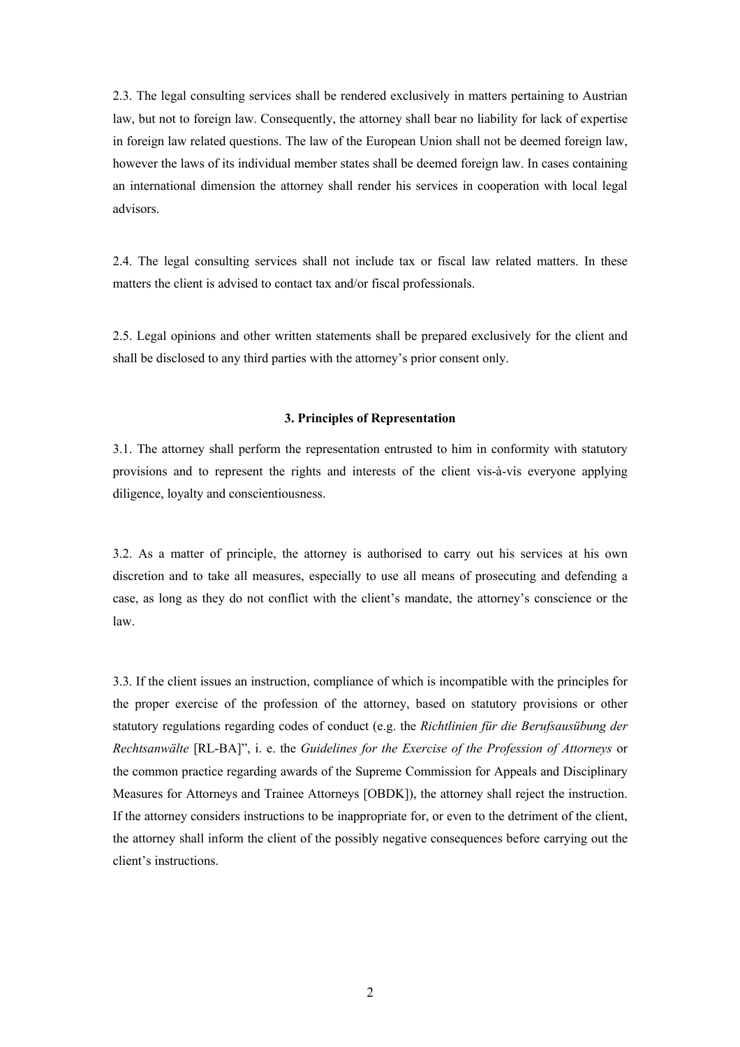2.3. The legal consulting services shall be rendered exclusively in matters pertaining to Austrian law, but not to foreign law. Consequently, the attorney shall bear no liability for lack of expertise in foreign law related questions. The law of the European Union shall not be deemed foreign law, however the laws of its individual member states shall be deemed foreign law. In cases containing an international dimension the attorney shall render his services in cooperation with local legal advisors.

2.4. The legal consulting services shall not include tax or fiscal law related matters. In these matters the client is advised to contact tax and/or fiscal professionals.

2.5. Legal opinions and other written statements shall be prepared exclusively for the client and shall be disclosed to any third parties with the attorney's prior consent only.

### 3. Principles of Representation

3.1. The attorney shall perform the representation entrusted to him in conformity with statutory provisions and to represent the rights and interests of the client vis-à-vis everyone applying diligence, loyalty and conscientiousness.

3.2. As a matter of principle, the attorney is authorised to carry out his services at his own discretion and to take all measures, especially to use all means of prosecuting and defending a case, as long as they do not conflict with the client's mandate, the attorney's conscience or the law.

3.3. If the client issues an instruction, compliance of which is incompatible with the principles for the proper exercise of the profession of the attorney, based on statutory provisions or other statutory regulations regarding codes of conduct (e.g. the *Richtlinien für die Berufsausübung der Rechtsanwälte* [RL-BA]", i. e. the *Guidelines for the Exercise of the Profession of Attorneys* or the common practice regarding awards of the Supreme Commission for Appeals and Disciplinary Measures for Attorneys and Trainee Attorneys [OBDK]), the attorney shall reject the instruction. If the attorney considers instructions to be inappropriate for, or even to the detriment of the client, the attorney shall inform the client of the possibly negative consequences before carrying out the client's instructions.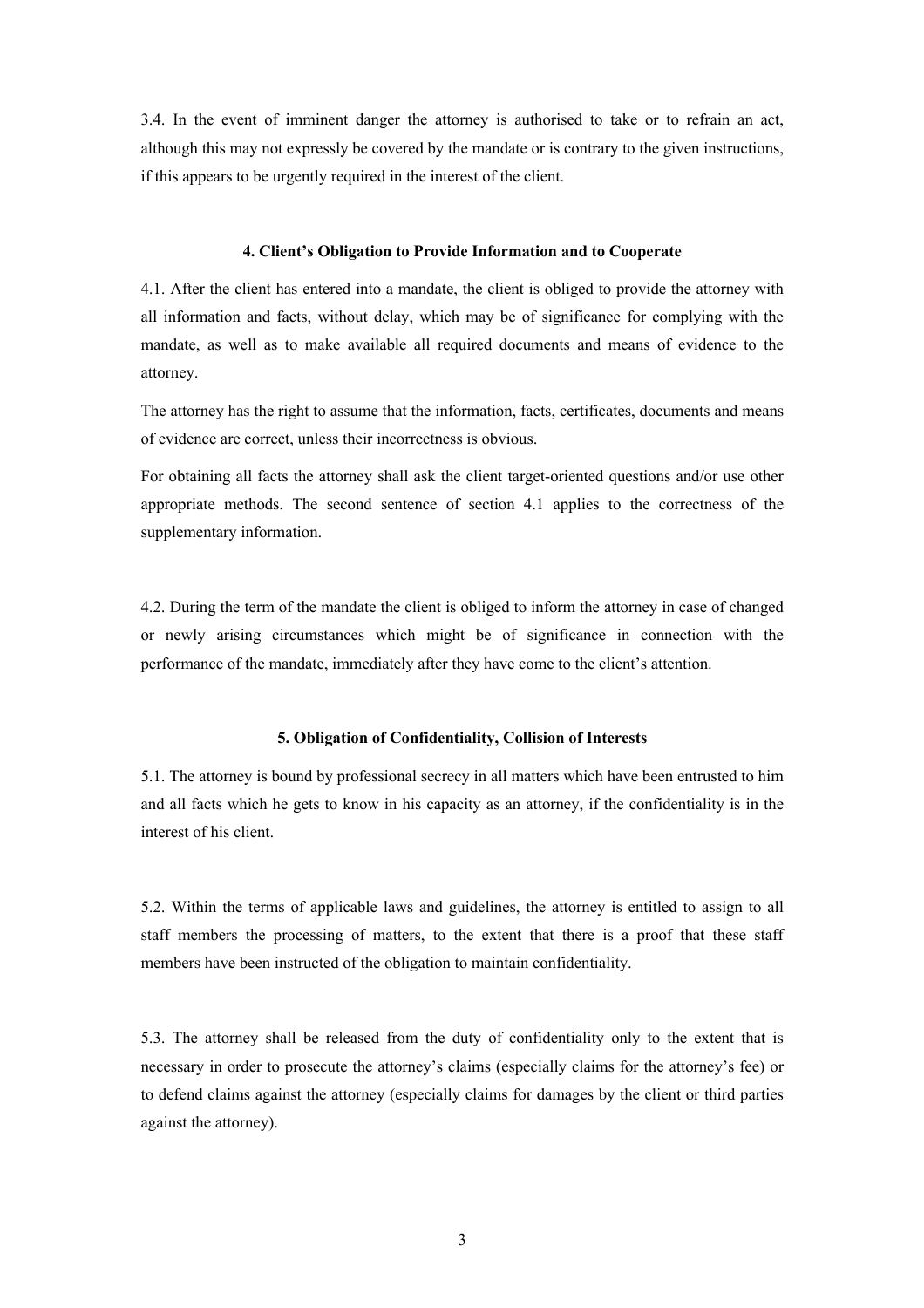3.4. In the event of imminent danger the attorney is authorised to take or to refrain an act, although this may not expressly be covered by the mandate or is contrary to the given instructions, if this appears to be urgently required in the interest of the client.

### 4. Client's Obligation to Provide Information and to Cooperate

4.1. After the client has entered into a mandate, the client is obliged to provide the attorney with all information and facts, without delay, which may be of significance for complying with the mandate, as well as to make available all required documents and means of evidence to the attorney.

The attorney has the right to assume that the information, facts, certificates, documents and means of evidence are correct, unless their incorrectness is obvious.

For obtaining all facts the attorney shall ask the client target-oriented questions and/or use other appropriate methods. The second sentence of section 4.1 applies to the correctness of the supplementary information.

4.2. During the term of the mandate the client is obliged to inform the attorney in case of changed or newly arising circumstances which might be of significance in connection with the performance of the mandate, immediately after they have come to the client's attention.

### 5. Obligation of Confidentiality, Collision of Interests

5.1. The attorney is bound by professional secrecy in all matters which have been entrusted to him and all facts which he gets to know in his capacity as an attorney, if the confidentiality is in the interest of his client.

5.2. Within the terms of applicable laws and guidelines, the attorney is entitled to assign to all staff members the processing of matters, to the extent that there is a proof that these staff members have been instructed of the obligation to maintain confidentiality.

5.3. The attorney shall be released from the duty of confidentiality only to the extent that is necessary in order to prosecute the attorney's claims (especially claims for the attorney's fee) or to defend claims against the attorney (especially claims for damages by the client or third parties against the attorney).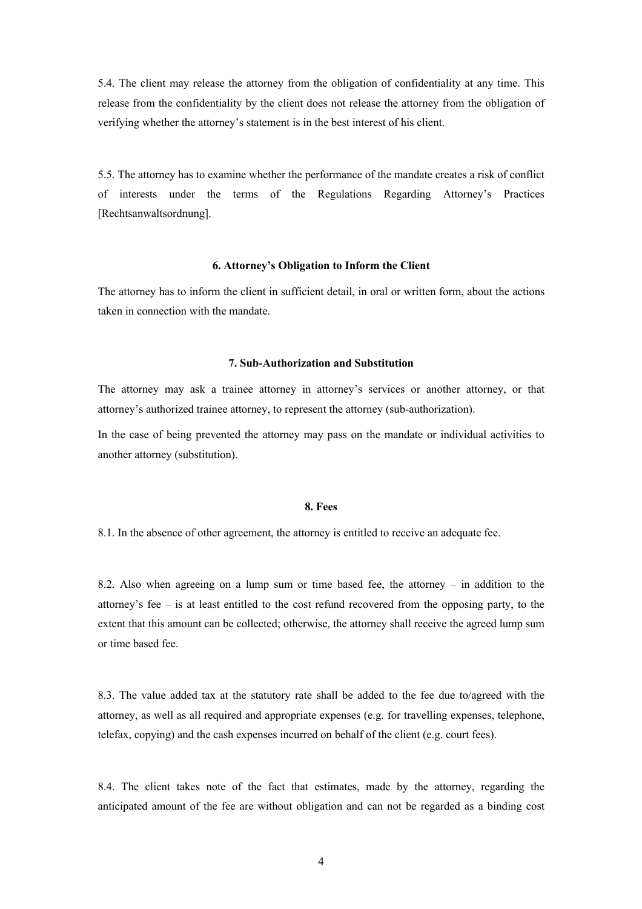5.4. The client may release the attorney from the obligation of confidentiality at any time. This release from the confidentiality by the client does not release the attorney from the obligation of verifying whether the attorney's statement is in the best interest of his client.

5.5. The attorney has to examine whether the performance of the mandate creates a risk of conflict of interests under the terms of the Regulations Regarding Attorney's Practices [Rechtsanwaltsordnung].

## 6. Attorney's Obligation to Inform the Client

The attorney has to inform the client in sufficient detail, in oral or written form, about the actions taken in connection with the mandate.

## 7. Sub-Authorization and Substitution

The attorney may ask a trainee attorney in attorney's services or another attorney, or that attorney's authorized trainee attorney, to represent the attorney (sub-authorization).

In the case of being prevented the attorney may pass on the mandate or individual activities to another attorney (substitution).

## 8. Fees

8.1. In the absence of other agreement, the attorney is entitled to receive an adequate fee.

8.2. Also when agreeing on a lump sum or time based fee, the attorney – in addition to the attorney's fee – is at least entitled to the cost refund recovered from the opposing party, to the extent that this amount can be collected; otherwise, the attorney shall receive the agreed lump sum or time based fee.

8.3. The value added tax at the statutory rate shall be added to the fee due to/agreed with the attorney, as well as all required and appropriate expenses (e.g. for travelling expenses, telephone, telefax, copying) and the cash expenses incurred on behalf of the client (e.g. court fees).

8.4. The client takes note of the fact that estimates, made by the attorney, regarding the anticipated amount of the fee are without obligation and can not be regarded as a binding cost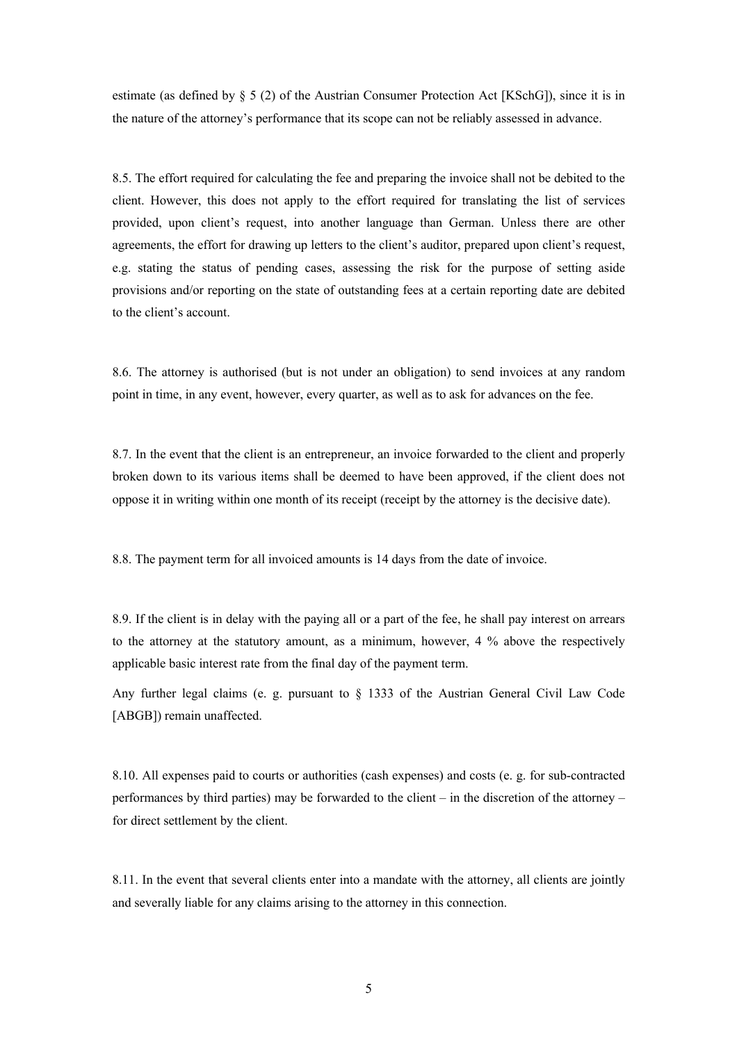estimate (as defined by § 5 (2) of the Austrian Consumer Protection Act [KSchG]), since it is in the nature of the attorney's performance that its scope can not be reliably assessed in advance.

8.5. The effort required for calculating the fee and preparing the invoice shall not be debited to the client. However, this does not apply to the effort required for translating the list of services provided, upon client's request, into another language than German. Unless there are other agreements, the effort for drawing up letters to the client's auditor, prepared upon client's request, e.g. stating the status of pending cases, assessing the risk for the purpose of setting aside provisions and/or reporting on the state of outstanding fees at a certain reporting date are debited to the client's account.

8.6. The attorney is authorised (but is not under an obligation) to send invoices at any random point in time, in any event, however, every quarter, as well as to ask for advances on the fee.

8.7. In the event that the client is an entrepreneur, an invoice forwarded to the client and properly broken down to its various items shall be deemed to have been approved, if the client does not oppose it in writing within one month of its receipt (receipt by the attorney is the decisive date).

8.8. The payment term for all invoiced amounts is 14 days from the date of invoice.

8.9. If the client is in delay with the paying all or a part of the fee, he shall pay interest on arrears to the attorney at the statutory amount, as a minimum, however, 4 % above the respectively applicable basic interest rate from the final day of the payment term.

Any further legal claims (e. g. pursuant to § 1333 of the Austrian General Civil Law Code [ABGB]) remain unaffected.

8.10. All expenses paid to courts or authorities (cash expenses) and costs (e. g. for sub-contracted performances by third parties) may be forwarded to the client – in the discretion of the attorney – for direct settlement by the client.

8.11. In the event that several clients enter into a mandate with the attorney, all clients are jointly and severally liable for any claims arising to the attorney in this connection.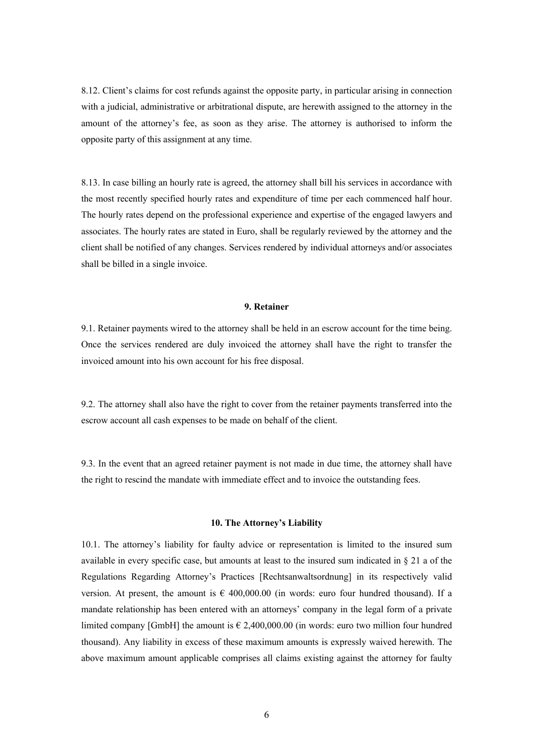8.12. Client's claims for cost refunds against the opposite party, in particular arising in connection with a judicial, administrative or arbitrational dispute, are herewith assigned to the attorney in the amount of the attorney's fee, as soon as they arise. The attorney is authorised to inform the opposite party of this assignment at any time.

8.13. In case billing an hourly rate is agreed, the attorney shall bill his services in accordance with the most recently specified hourly rates and expenditure of time per each commenced half hour. The hourly rates depend on the professional experience and expertise of the engaged lawyers and associates. The hourly rates are stated in Euro, shall be regularly reviewed by the attorney and the client shall be notified of any changes. Services rendered by individual attorneys and/or associates shall be billed in a single invoice.

**9. Retainer**

9.1. Retainer payments wired to the attorney shall be held in an escrow account for the time being. Once the services rendered are duly invoiced the attorney shall have the right to transfer the invoiced amount into his own account for his free disposal.

9.2. The attorney shall also have the right to cover from the retainer payments transferred into the escrow account all cash expenses to be made on behalf of the client.

9.3. In the event that an agreed retainer payment is not made in due time, the attorney shall have the right to rescind the mandate with immediate effect and to invoice the outstanding fees.

**10. The Attorney's Liability**

10.1. The attorney's liability for faulty advice or representation is limited to the insured sum available in every specific case, but amounts at least to the insured sum indicated in § 21 a of the Regulations Regarding Attorney's Practices [Rechtsanwaltsordnung] in its respectively valid version. At present, the amount is € 400,000.00 (in words: euro four hundred thousand). If a mandate relationship has been entered with an attorneys' company in the legal form of a private limited company [GmbH] the amount is € 2,400,000.00 (in words: euro two million four hundred thousand). Any liability in excess of these maximum amounts is expressly waived herewith. The above maximum amount applicable comprises all claims existing against the attorney for faulty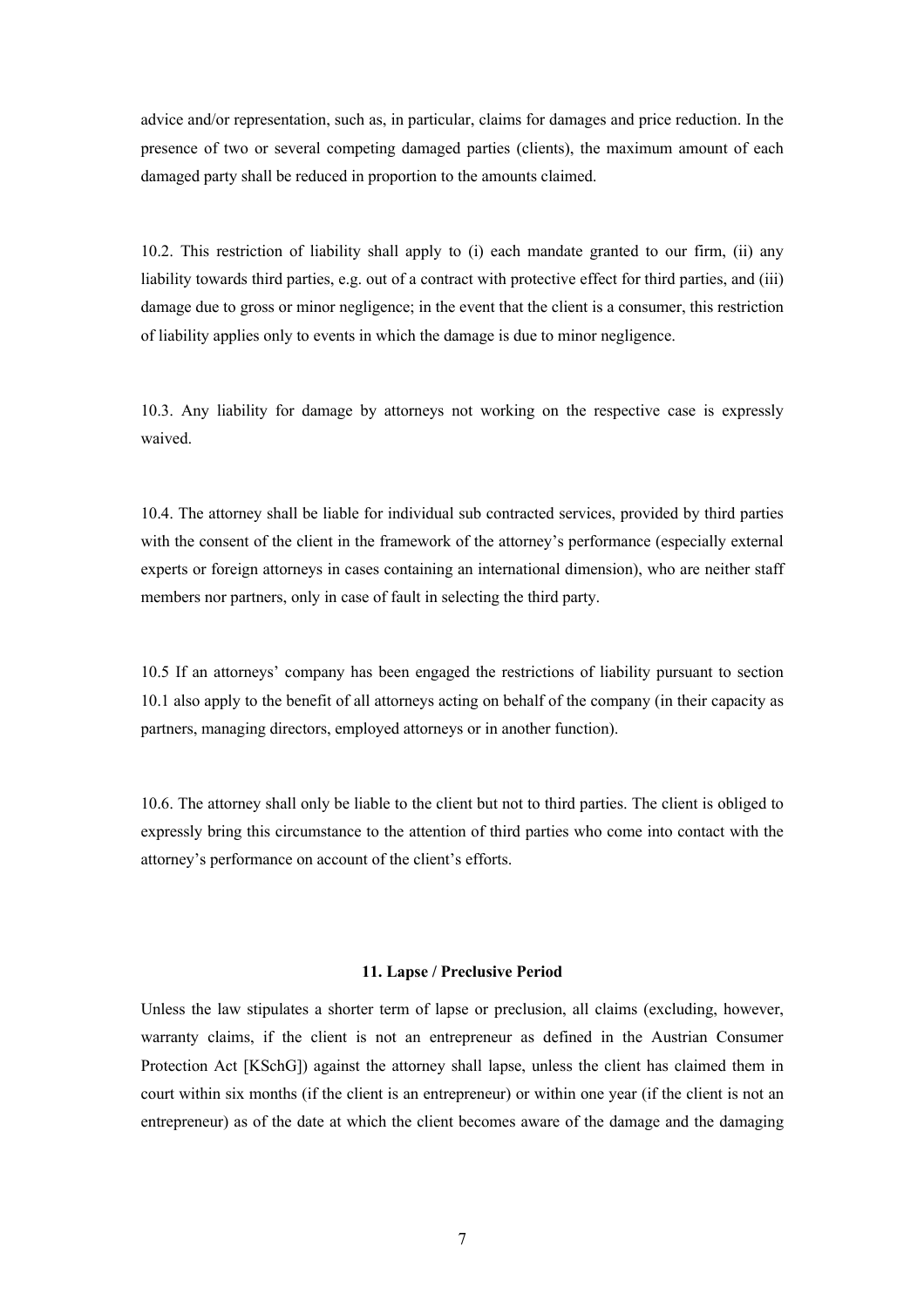advice and/or representation, such as, in particular, claims for damages and price reduction. In the presence of two or several competing damaged parties (clients), the maximum amount of each damaged party shall be reduced in proportion to the amounts claimed.

10.2. This restriction of liability shall apply to (i) each mandate granted to our firm, (ii) any liability towards third parties, e.g. out of a contract with protective effect for third parties, and (iii) damage due to gross or minor negligence; in the event that the client is a consumer, this restriction of liability applies only to events in which the damage is due to minor negligence.

10.3. Any liability for damage by attorneys not working on the respective case is expressly waived.

10.4. The attorney shall be liable for individual sub contracted services, provided by third parties with the consent of the client in the framework of the attorney's performance (especially external experts or foreign attorneys in cases containing an international dimension), who are neither staff members nor partners, only in case of fault in selecting the third party.

10.5 If an attorneys' company has been engaged the restrictions of liability pursuant to section 10.1 also apply to the benefit of all attorneys acting on behalf of the company (in their capacity as partners, managing directors, employed attorneys or in another function).

10.6. The attorney shall only be liable to the client but not to third parties. The client is obliged to expressly bring this circumstance to the attention of third parties who come into contact with the attorney's performance on account of the client's efforts.

## 11. Lapse / Preclusive Period

Unless the law stipulates a shorter term of lapse or preclusion, all claims (excluding, however, warranty claims, if the client is not an entrepreneur as defined in the Austrian Consumer Protection Act [KSchG]) against the attorney shall lapse, unless the client has claimed them in court within six months (if the client is an entrepreneur) or within one year (if the client is not an entrepreneur) as of the date at which the client becomes aware of the damage and the damaging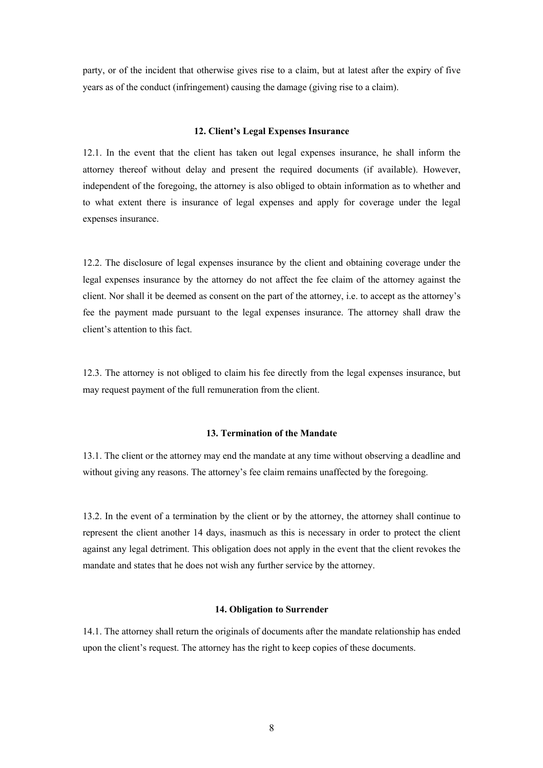party, or of the incident that otherwise gives rise to a claim, but at latest after the expiry of five years as of the conduct (infringement) causing the damage (giving rise to a claim).

### 12. Client's Legal Expenses Insurance

12.1. In the event that the client has taken out legal expenses insurance, he shall inform the attorney thereof without delay and present the required documents (if available). However, independent of the foregoing, the attorney is also obliged to obtain information as to whether and to what extent there is insurance of legal expenses and apply for coverage under the legal expenses insurance.

12.2. The disclosure of legal expenses insurance by the client and obtaining coverage under the legal expenses insurance by the attorney do not affect the fee claim of the attorney against the client. Nor shall it be deemed as consent on the part of the attorney, i.e. to accept as the attorney's fee the payment made pursuant to the legal expenses insurance. The attorney shall draw the client's attention to this fact.

12.3. The attorney is not obliged to claim his fee directly from the legal expenses insurance, but may request payment of the full remuneration from the client.

### 13. Termination of the Mandate

13.1. The client or the attorney may end the mandate at any time without observing a deadline and without giving any reasons. The attorney's fee claim remains unaffected by the foregoing.

13.2. In the event of a termination by the client or by the attorney, the attorney shall continue to represent the client another 14 days, inasmuch as this is necessary in order to protect the client against any legal detriment. This obligation does not apply in the event that the client revokes the mandate and states that he does not wish any further service by the attorney.

### 14. Obligation to Surrender

14.1. The attorney shall return the originals of documents after the mandate relationship has ended upon the client's request. The attorney has the right to keep copies of these documents.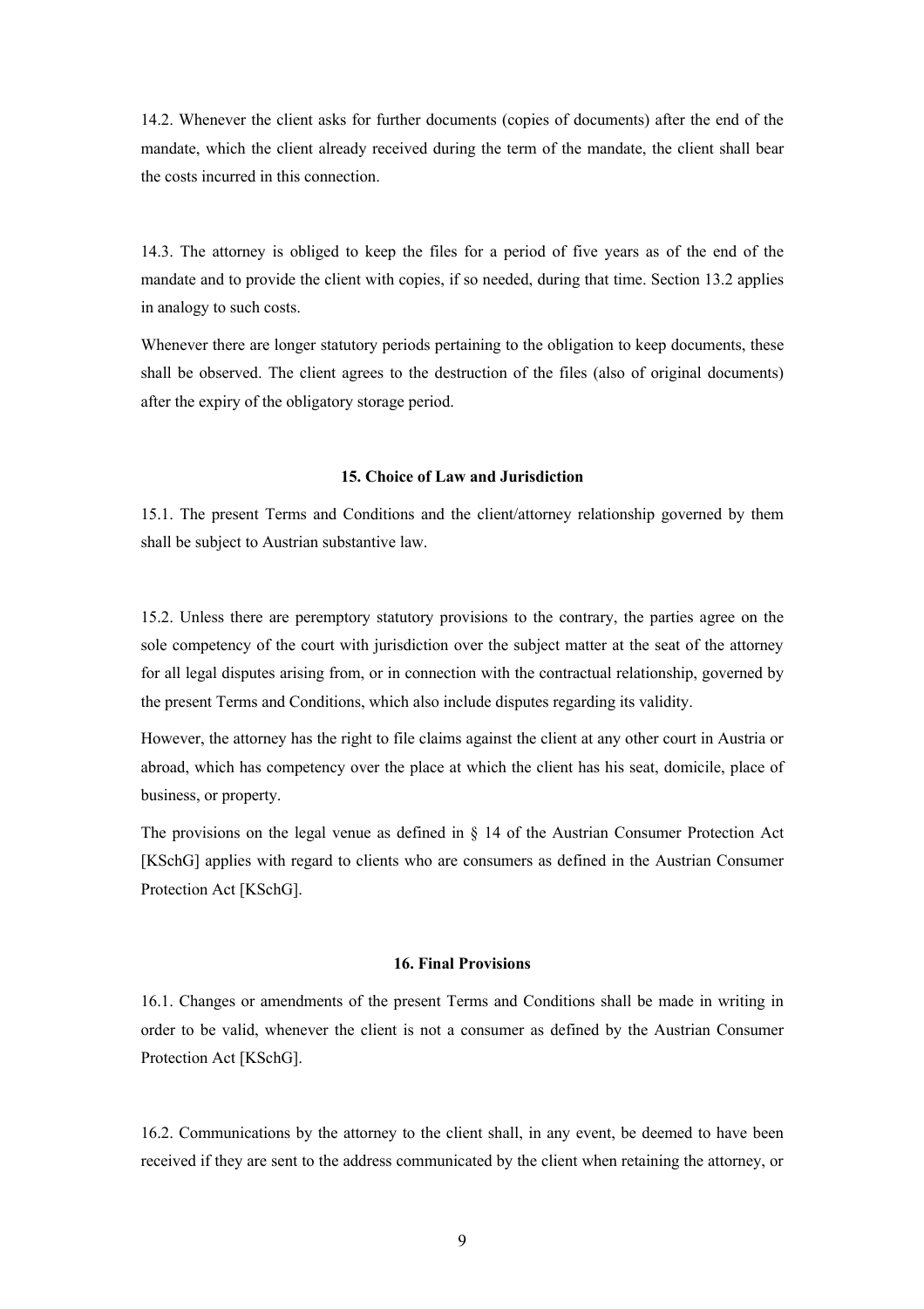14.2. Whenever the client asks for further documents (copies of documents) after the end of the mandate, which the client already received during the term of the mandate, the client shall bear the costs incurred in this connection.

14.3. The attorney is obliged to keep the files for a period of five years as of the end of the mandate and to provide the client with copies, if so needed, during that time. Section 13.2 applies in analogy to such costs.

Whenever there are longer statutory periods pertaining to the obligation to keep documents, these shall be observed. The client agrees to the destruction of the files (also of original documents) after the expiry of the obligatory storage period.

### 15. Choice of Law and Jurisdiction

15.1. The present Terms and Conditions and the client/attorney relationship governed by them shall be subject to Austrian substantive law.

15.2. Unless there are peremptory statutory provisions to the contrary, the parties agree on the sole competency of the court with jurisdiction over the subject matter at the seat of the attorney for all legal disputes arising from, or in connection with the contractual relationship, governed by the present Terms and Conditions, which also include disputes regarding its validity.

However, the attorney has the right to file claims against the client at any other court in Austria or abroad, which has competency over the place at which the client has his seat, domicile, place of business, or property.

The provisions on the legal venue as defined in § 14 of the Austrian Consumer Protection Act [KSchG] applies with regard to clients who are consumers as defined in the Austrian Consumer Protection Act [KSchG].

### 16. Final Provisions

16.1. Changes or amendments of the present Terms and Conditions shall be made in writing in order to be valid, whenever the client is not a consumer as defined by the Austrian Consumer Protection Act [KSchG].

16.2. Communications by the attorney to the client shall, in any event, be deemed to have been received if they are sent to the address communicated by the client when retaining the attorney, or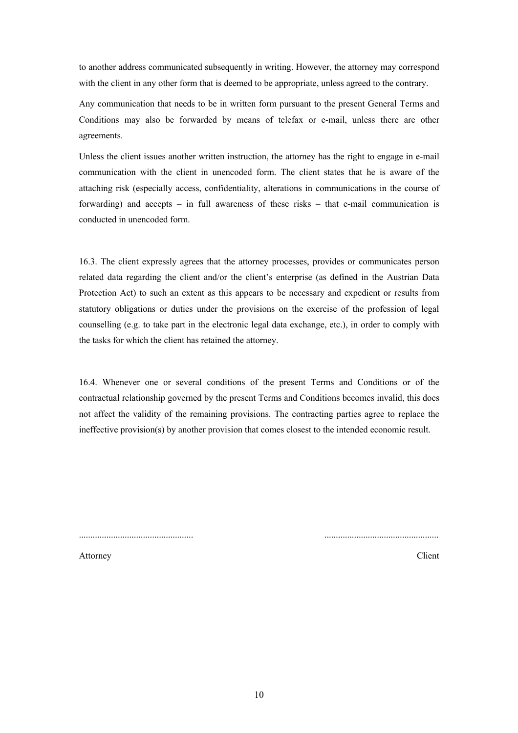to another address communicated subsequently in writing. However, the attorney may correspond with the client in any other form that is deemed to be appropriate, unless agreed to the contrary.

Any communication that needs to be in written form pursuant to the present General Terms and Conditions may also be forwarded by means of telefax or e-mail, unless there are other agreements.

Unless the client issues another written instruction, the attorney has the right to engage in e-mail communication with the client in unencoded form. The client states that he is aware of the attaching risk (especially access, confidentiality, alterations in communications in the course of forwarding) and accepts – in full awareness of these risks – that e-mail communication is conducted in unencoded form.

16.3. The client expressly agrees that the attorney processes, provides or communicates person related data regarding the client and/or the client's enterprise (as defined in the Austrian Data Protection Act) to such an extent as this appears to be necessary and expedient or results from statutory obligations or duties under the provisions on the exercise of the profession of legal counselling (e.g. to take part in the electronic legal data exchange, etc.), in order to comply with the tasks for which the client has retained the attorney.

16.4. Whenever one or several conditions of the present Terms and Conditions or of the contractual relationship governed by the present Terms and Conditions becomes invalid, this does not affect the validity of the remaining provisions. The contracting parties agree to replace the ineffective provision(s) by another provision that comes closest to the intended economic result.

................................................. .................................................

Attorney Client